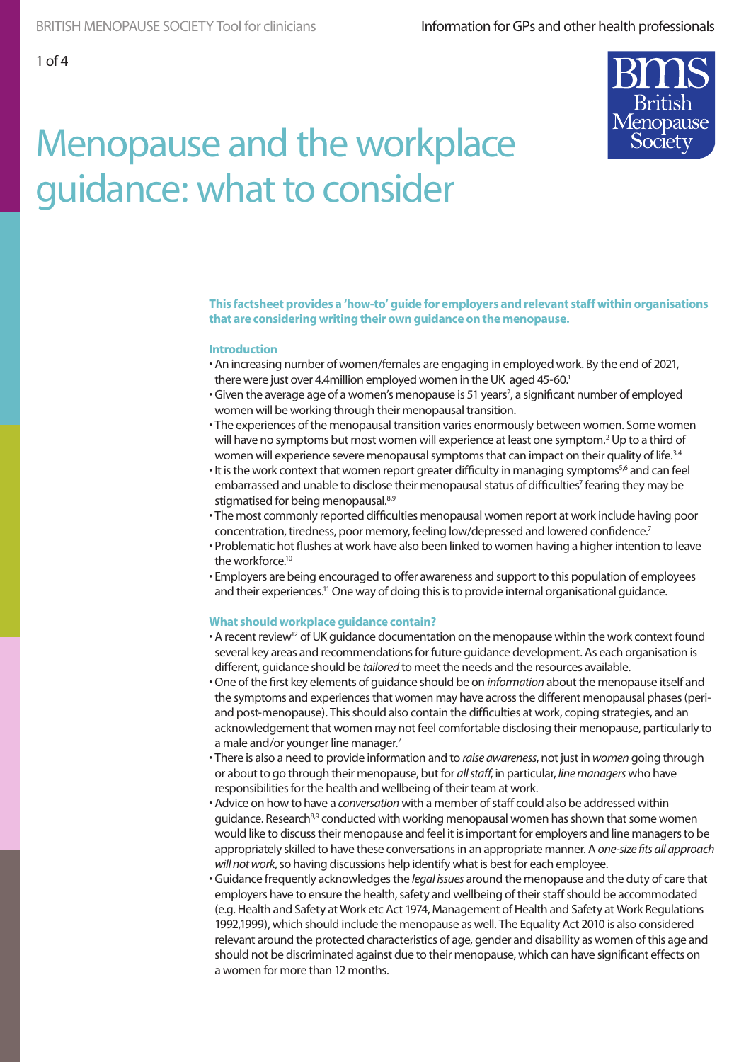# Menopause and the workplace guidance: what to consider

**This factsheet provides a 'how-to' guide for employers and relevant staff within organisations that are considering writing their own guidance on the menopause.**

## Introduction

- An increasing number of women/females are engaging in employed work. By the end of 2021, there were just over 4.4million employed women in the UK aged 45-60.[1]
- Given the average age of a women's menopause is 51 years[2], a significant number of employed women will be working through their menopausal transition.
- The experiences of the menopausal transition varies enormously between women. Some women will have no symptoms but most women will experience at least one symptom.[2] Up to a third of women will experience severe menopausal symptoms that can impact on their quality of life.[3,4]
- It is the work context that women report greater difficulty in managing symptoms[5,6] and can feel embarrassed and unable to disclose their menopausal status of difficulties[7] fearing they may be stigmatised for being menopausal.[8,9]
- The most commonly reported difficulties menopausal women report at work include having poor concentration, tiredness, poor memory, feeling low/depressed and lowered confidence.[7]
- Problematic hot flushes at work have also been linked to women having a higher intention to leave the workforce.[10]
- Employers are being encouraged to offer awareness and support to this population of employees and their experiences.[11] One way of doing this is to provide internal organisational guidance.

## What should workplace guidance contain?

- A recent review[12] of UK guidance documentation on the menopause within the work context found several key areas and recommendations for future guidance development. As each organisation is different, guidance should be *tailored* to meet the needs and the resources available.
- One of the first key elements of guidance should be on *information* about the menopause itself and the symptoms and experiences that women may have across the different menopausal phases (peri- and post-menopause). This should also contain the difficulties at work, coping strategies, and an acknowledgement that women may not feel comfortable disclosing their menopause, particularly to a male and/or younger line manager.[7]
- There is also a need to provide information and to *raise awareness*, not just in *women* going through or about to go through their menopause, but for *all staff*, in particular, *line managers* who have responsibilities for the health and wellbeing of their team at work.
- Advice on how to have a *conversation* with a member of staff could also be addressed within guidance. Research[8,9] conducted with working menopausal women has shown that some women would like to discuss their menopause and feel it is important for employers and line managers to be appropriately skilled to have these conversations in an appropriate manner. A *one-size fits all approach will not work*, so having discussions help identify what is best for each employee.
- Guidance frequently acknowledges the *legal issues* around the menopause and the duty of care that employers have to ensure the health, safety and wellbeing of their staff should be accommodated (e.g. Health and Safety at Work etc Act 1974, Management of Health and Safety at Work Regulations 1992,1999), which should include the menopause as well. The Equality Act 2010 is also considered relevant around the protected characteristics of age, gender and disability as women of this age and should not be discriminated against due to their menopause, which can have significant effects on a women for more than 12 months.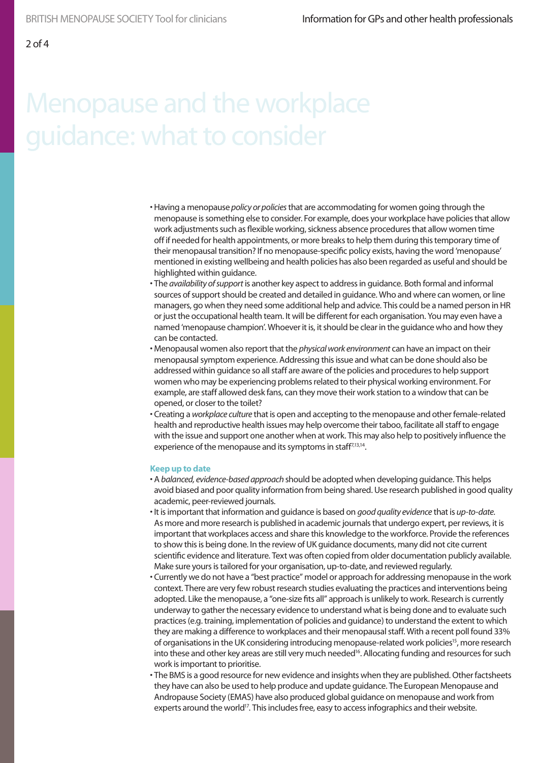# Menopause and the workplace guidance: what to consider

- Having a menopause *policy or policies* that are accommodating for women going through the menopause is something else to consider. For example, does your workplace have policies that allow work adjustments such as flexible working, sickness absence procedures that allow women time off if needed for health appointments, or more breaks to help them during this temporary time of their menopausal transition? If no menopause-specific policy exists, having the word 'menopause' mentioned in existing wellbeing and health policies has also been regarded as useful and should be highlighted within guidance.
- The *availability of support* is another key aspect to address in guidance. Both formal and informal sources of support should be created and detailed in guidance. Who and where can women, or line managers, go when they need some additional help and advice. This could be a named person in HR or just the occupational health team. It will be different for each organisation. You may even have a named 'menopause champion'. Whoever it is, it should be clear in the guidance who and how they can be contacted.
- Menopausal women also report that the *physical work environment* can have an impact on their menopausal symptom experience. Addressing this issue and what can be done should also be addressed within guidance so all staff are aware of the policies and procedures to help support women who may be experiencing problems related to their physical working environment. For example, are staff allowed desk fans, can they move their work station to a window that can be opened, or closer to the toilet?
- Creating a *workplace culture* that is open and accepting to the menopause and other female-related health and reproductive health issues may help overcome their taboo, facilitate all staff to engage with the issue and support one another when at work. This may also help to positively influence the experience of the menopause and its symptoms in staff[7,13,14].

**Keep up to date**

- A *balanced, evidence-based approach* should be adopted when developing guidance. This helps avoid biased and poor quality information from being shared. Use research published in good quality academic, peer-reviewed journals.
- It is important that information and guidance is based on *good quality evidence* that is *up-to-date*. As more and more research is published in academic journals that undergo expert, per reviews, it is important that workplaces access and share this knowledge to the workforce. Provide the references to show this is being done. In the review of UK guidance documents, many did not cite current scientific evidence and literature. Text was often copied from older documentation publicly available. Make sure yours is tailored for your organisation, up-to-date, and reviewed regularly.
- Currently we do not have a "best practice" model or approach for addressing menopause in the work context. There are very few robust research studies evaluating the practices and interventions being adopted. Like the menopause, a "one-size fits all" approach is unlikely to work. Research is currently underway to gather the necessary evidence to understand what is being done and to evaluate such practices (e.g. training, implementation of policies and guidance) to understand the extent to which they are making a difference to workplaces and their menopausal staff. With a recent poll found 33% of organisations in the UK considering introducing menopause-related work policies[15], more research into these and other key areas are still very much needed[16]. Allocating funding and resources for such work is important to prioritise.
- The BMS is a good resource for new evidence and insights when they are published. Other factsheets they have can also be used to help produce and update guidance. The European Menopause and Andropause Society (EMAS) have also produced global guidance on menopause and work from experts around the world[17]. This includes free, easy to access infographics and their website.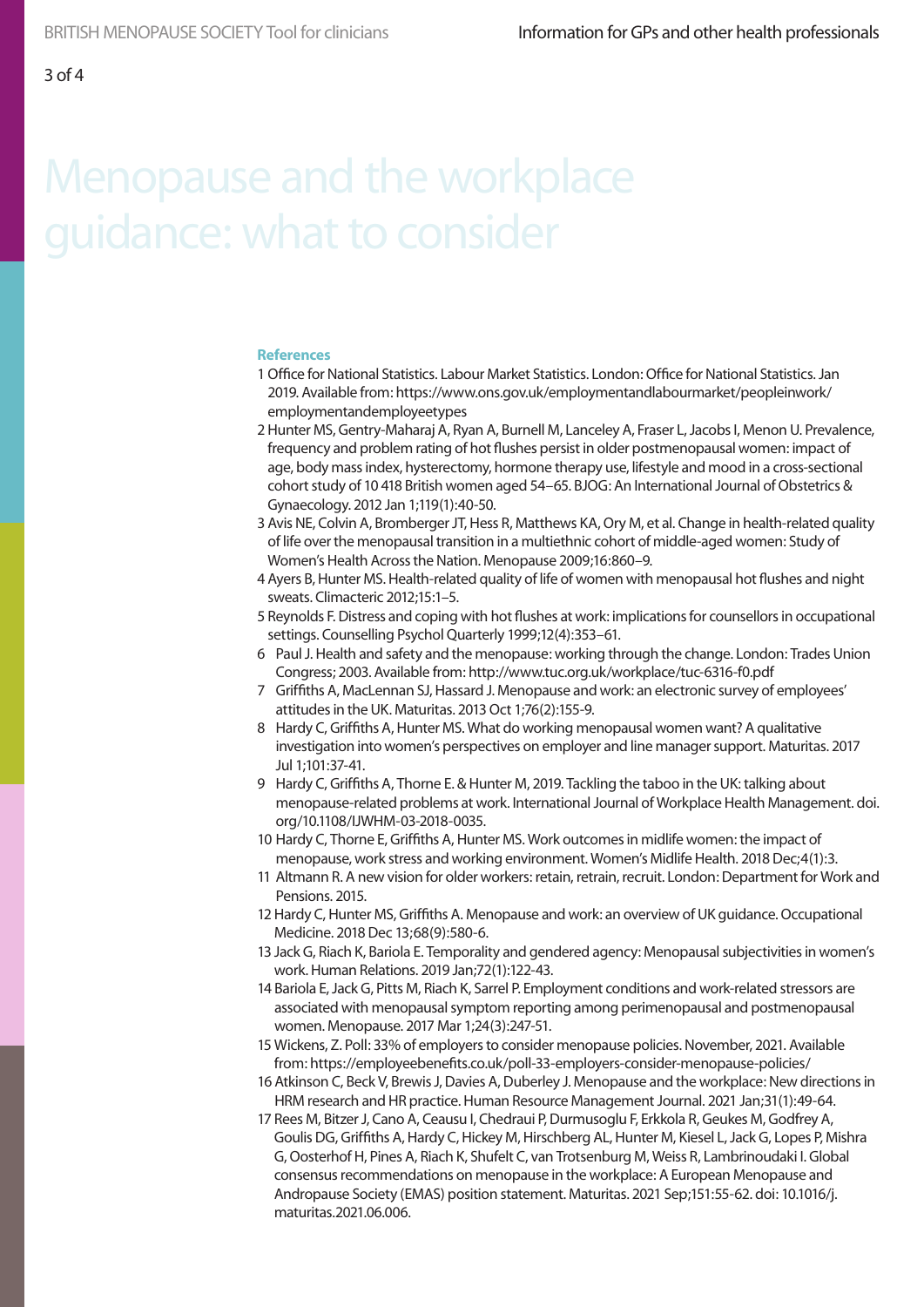# Menopause and the workplace guidance: what to consider

**References**

1 Office for National Statistics. Labour Market Statistics. London: Office for National Statistics. Jan 2019. Available from: https://www.ons.gov.uk/employmentandlabourmarket/peopleinwork/employmentandemployeetypes

2 Hunter MS, Gentry-Maharaj A, Ryan A, Burnell M, Lanceley A, Fraser L, Jacobs I, Menon U. Prevalence, frequency and problem rating of hot flushes persist in older postmenopausal women: impact of age, body mass index, hysterectomy, hormone therapy use, lifestyle and mood in a cross-sectional cohort study of 10 418 British women aged 54–65. BJOG: An International Journal of Obstetrics & Gynaecology. 2012 Jan 1;119(1):40-50.

3 Avis NE, Colvin A, Bromberger JT, Hess R, Matthews KA, Ory M, et al. Change in health-related quality of life over the menopausal transition in a multiethnic cohort of middle-aged women: Study of Women's Health Across the Nation. Menopause 2009;16:860–9.

4 Ayers B, Hunter MS. Health-related quality of life of women with menopausal hot flushes and night sweats. Climacteric 2012;15:1–5.

5 Reynolds F. Distress and coping with hot flushes at work: implications for counsellors in occupational settings. Counselling Psychol Quarterly 1999;12(4):353–61.

6 Paul J. Health and safety and the menopause: working through the change. London: Trades Union Congress; 2003. Available from: http://www.tuc.org.uk/workplace/tuc-6316-f0.pdf

7 Griffiths A, MacLennan SJ, Hassard J. Menopause and work: an electronic survey of employees' attitudes in the UK. Maturitas. 2013 Oct 1;76(2):155-9.

8 Hardy C, Griffiths A, Hunter MS. What do working menopausal women want? A qualitative investigation into women's perspectives on employer and line manager support. Maturitas. 2017 Jul 1;101:37-41.

9 Hardy C, Griffiths A, Thorne E. & Hunter M, 2019. Tackling the taboo in the UK: talking about menopause-related problems at work. International Journal of Workplace Health Management. doi.org/10.1108/IJWHM-03-2018-0035.

10 Hardy C, Thorne E, Griffiths A, Hunter MS. Work outcomes in midlife women: the impact of menopause, work stress and working environment. Women's Midlife Health. 2018 Dec;4(1):3.

11 Altmann R. A new vision for older workers: retain, retrain, recruit. London: Department for Work and Pensions. 2015.

12 Hardy C, Hunter MS, Griffiths A. Menopause and work: an overview of UK guidance. Occupational Medicine. 2018 Dec 13;68(9):580-6.

13 Jack G, Riach K, Bariola E. Temporality and gendered agency: Menopausal subjectivities in women's work. Human Relations. 2019 Jan;72(1):122-43.

14 Bariola E, Jack G, Pitts M, Riach K, Sarrel P. Employment conditions and work-related stressors are associated with menopausal symptom reporting among perimenopausal and postmenopausal women. Menopause. 2017 Mar 1;24(3):247-51.

15 Wickens, Z. Poll: 33% of employers to consider menopause policies. November, 2021. Available from: https://employeebenefits.co.uk/poll-33-employers-consider-menopause-policies/

16 Atkinson C, Beck V, Brewis J, Davies A, Duberley J. Menopause and the workplace: New directions in HRM research and HR practice. Human Resource Management Journal. 2021 Jan;31(1):49-64.

17 Rees M, Bitzer J, Cano A, Ceausu I, Chedraui P, Durmusoglu F, Erkkola R, Geukes M, Godfrey A, Goulis DG, Griffiths A, Hardy C, Hickey M, Hirschberg AL, Hunter M, Kiesel L, Jack G, Lopes P, Mishra G, Oosterhof H, Pines A, Riach K, Shufelt C, van Trotsenburg M, Weiss R, Lambrinoudaki I. Global consensus recommendations on menopause in the workplace: A European Menopause and Andropause Society (EMAS) position statement. Maturitas. 2021 Sep;151:55-62. doi: 10.1016/j.maturitas.2021.06.006.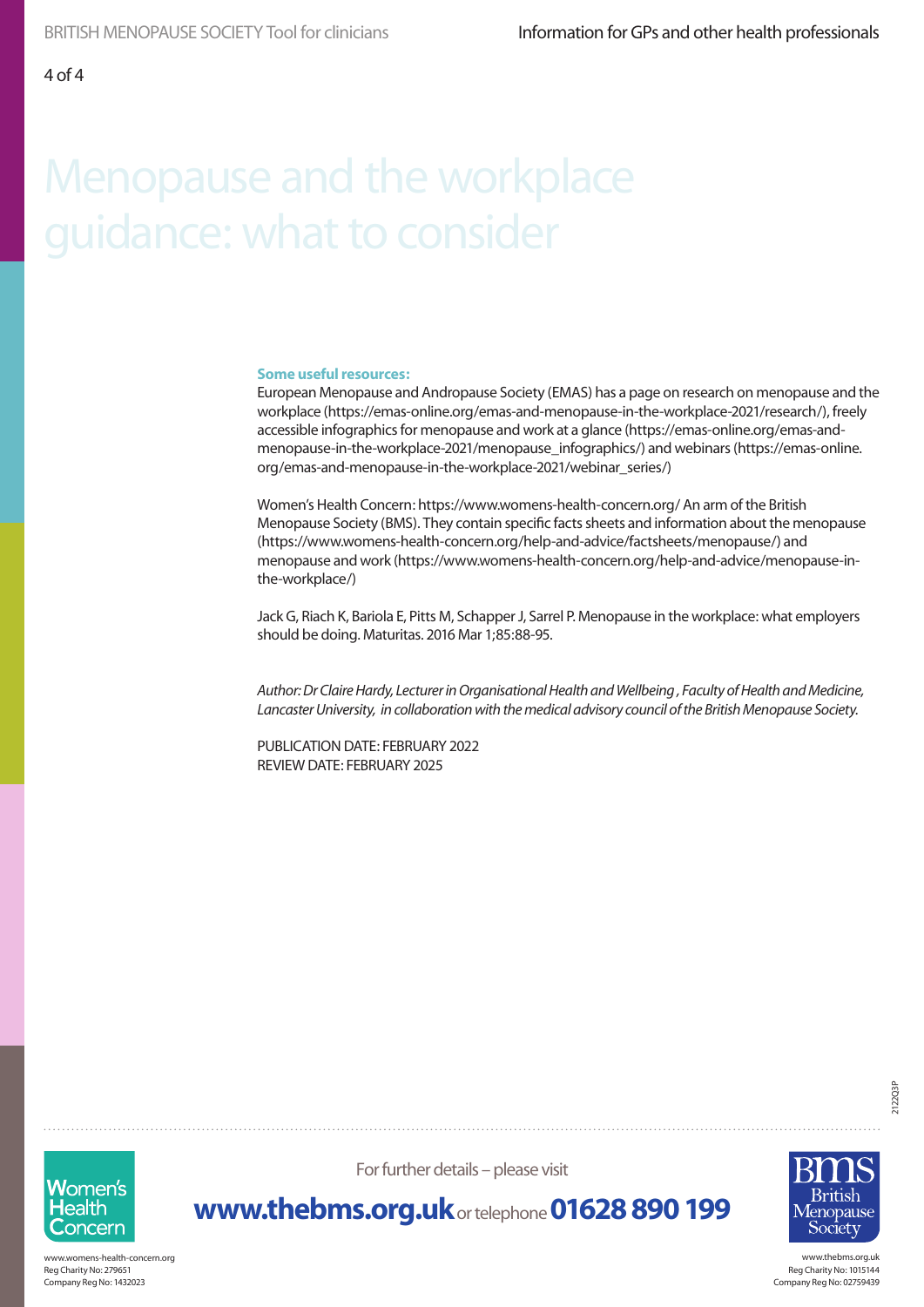# Menopause and the workplace guidance: what to consider

**Some useful resources:**

European Menopause and Andropause Society (EMAS) has a page on research on menopause and the workplace (https://emas-online.org/emas-and-menopause-in-the-workplace-2021/research/), freely accessible infographics for menopause and work at a glance (https://emas-online.org/emas-and-menopause-in-the-workplace-2021/menopause_infographics/) and webinars (https://emas-online.org/emas-and-menopause-in-the-workplace-2021/webinar_series/)

Women's Health Concern: https://www.womens-health-concern.org/ An arm of the British Menopause Society (BMS). They contain specific facts sheets and information about the menopause (https://www.womens-health-concern.org/help-and-advice/factsheets/menopause/) and menopause and work (https://www.womens-health-concern.org/help-and-advice/menopause-in-the-workplace/)

Jack G, Riach K, Bariola E, Pitts M, Schapper J, Sarrel P. Menopause in the workplace: what employers should be doing. Maturitas. 2016 Mar 1;85:88-95.

*Author: Dr Claire Hardy, Lecturer in Organisational Health and Wellbeing , Faculty of Health and Medicine, Lancaster University, in collaboration with the medical advisory council of the British Menopause Society.*

PUBLICATION DATE: FEBRUARY 2022
REVIEW DATE: FEBRUARY 2025

For further details – please visit

**www.thebms.org.uk** or telephone **01628 890 199**

www.womens-health-concern.org
Reg Charity No: 279651
Company Reg No: 1432023

www.thebms.org.uk
Reg Charity No: 1015144
Company Reg No: 02759439